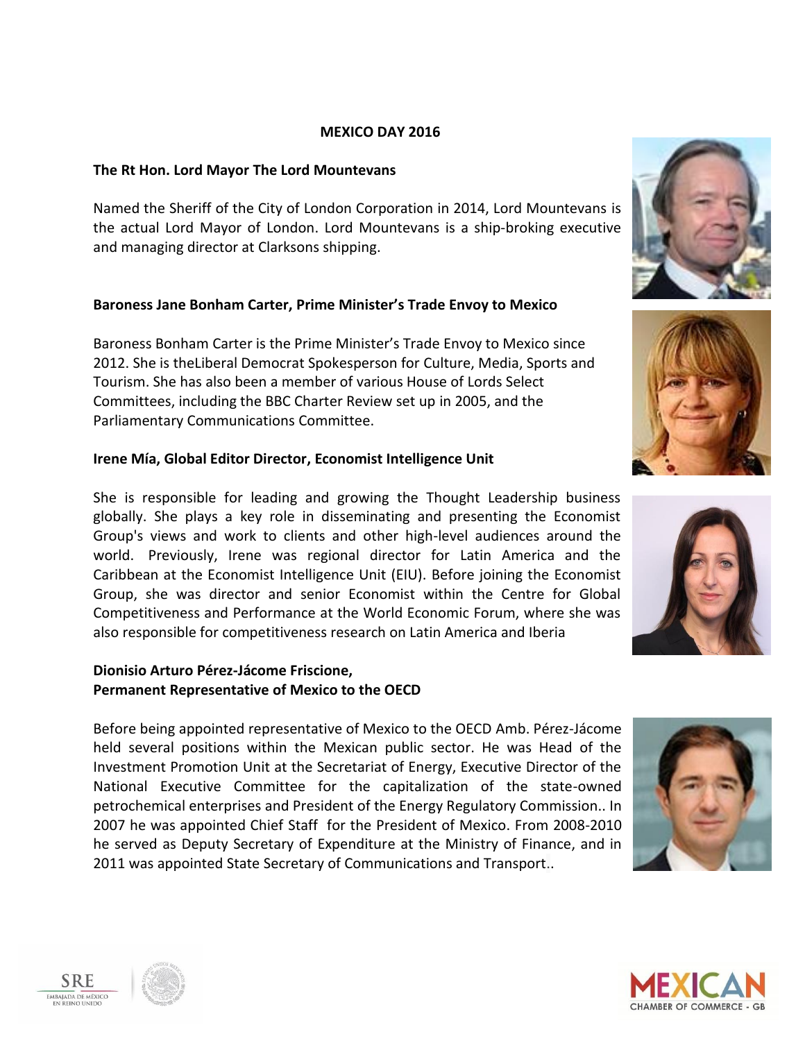# MEXICO DAY 2016

**The Rt Hon. Lord Mayor The Lord Mountevans**

Named the Sheriff of the City of London Corporation in 2014, Lord Mountevans is the actual Lord Mayor of London. Lord Mountevans is a ship-broking executive and managing director at Clarksons shipping.

**Baroness Jane Bonham Carter, Prime Minister's Trade Envoy to Mexico**

Baroness Bonham Carter is the Prime Minister's Trade Envoy to Mexico since 2012. She is theLiberal Democrat Spokesperson for Culture, Media, Sports and Tourism. She has also been a member of various House of Lords Select Committees, including the BBC Charter Review set up in 2005, and the Parliamentary Communications Committee.

**Irene Mía, Global Editor Director, Economist Intelligence Unit**

She is responsible for leading and growing the Thought Leadership business globally. She plays a key role in disseminating and presenting the Economist Group's views and work to clients and other high-level audiences around the world. Previously, Irene was regional director for Latin America and the Caribbean at the Economist Intelligence Unit (EIU). Before joining the Economist Group, she was director and senior Economist within the Centre for Global Competitiveness and Performance at the World Economic Forum, where she was also responsible for competitiveness research on Latin America and Iberia

**Dionisio Arturo Pérez-Jácome Friscione,**
**Permanent Representative of Mexico to the OECD**

Before being appointed representative of Mexico to the OECD Amb. Pérez-Jácome held several positions within the Mexican public sector. He was Head of the Investment Promotion Unit at the Secretariat of Energy, Executive Director of the National Executive Committee for the capitalization of the state-owned petrochemical enterprises and President of the Energy Regulatory Commission.. In 2007 he was appointed Chief Staff for the President of Mexico. From 2008-2010 he served as Deputy Secretary of Expenditure at the Ministry of Finance, and in 2011 was appointed State Secretary of Communications and Transport..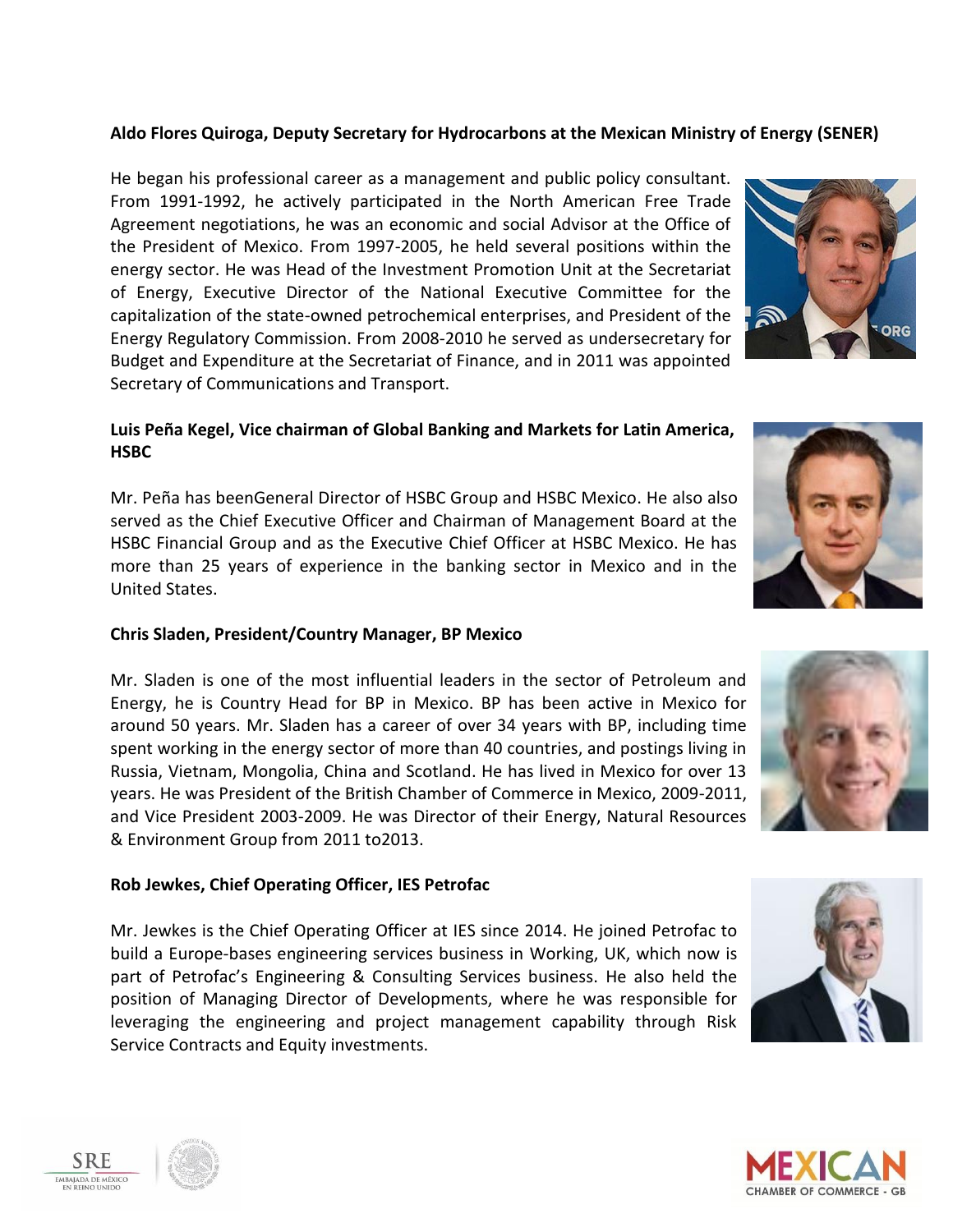**Aldo Flores Quiroga, Deputy Secretary for Hydrocarbons at the Mexican Ministry of Energy (SENER)**

He began his professional career as a management and public policy consultant. From 1991-1992, he actively participated in the North American Free Trade Agreement negotiations, he was an economic and social Advisor at the Office of the President of Mexico. From 1997-2005, he held several positions within the energy sector. He was Head of the Investment Promotion Unit at the Secretariat of Energy, Executive Director of the National Executive Committee for the capitalization of the state-owned petrochemical enterprises, and President of the Energy Regulatory Commission. From 2008-2010 he served as undersecretary for Budget and Expenditure at the Secretariat of Finance, and in 2011 was appointed Secretary of Communications and Transport.

**Luis Peña Kegel, Vice chairman of Global Banking and Markets for Latin America, HSBC**

Mr. Peña has beenGeneral Director of HSBC Group and HSBC Mexico. He also also served as the Chief Executive Officer and Chairman of Management Board at the HSBC Financial Group and as the Executive Chief Officer at HSBC Mexico. He has more than 25 years of experience in the banking sector in Mexico and in the United States.

**Chris Sladen, President/Country Manager, BP Mexico**

Mr. Sladen is one of the most influential leaders in the sector of Petroleum and Energy, he is Country Head for BP in Mexico. BP has been active in Mexico for around 50 years. Mr. Sladen has a career of over 34 years with BP, including time spent working in the energy sector of more than 40 countries, and postings living in Russia, Vietnam, Mongolia, China and Scotland. He has lived in Mexico for over 13 years. He was President of the British Chamber of Commerce in Mexico, 2009-2011, and Vice President 2003-2009. He was Director of their Energy, Natural Resources & Environment Group from 2011 to2013.

**Rob Jewkes, Chief Operating Officer, IES Petrofac**

Mr. Jewkes is the Chief Operating Officer at IES since 2014. He joined Petrofac to build a Europe-bases engineering services business in Working, UK, which now is part of Petrofac's Engineering & Consulting Services business. He also held the position of Managing Director of Developments, where he was responsible for leveraging the engineering and project management capability through Risk Service Contracts and Equity investments.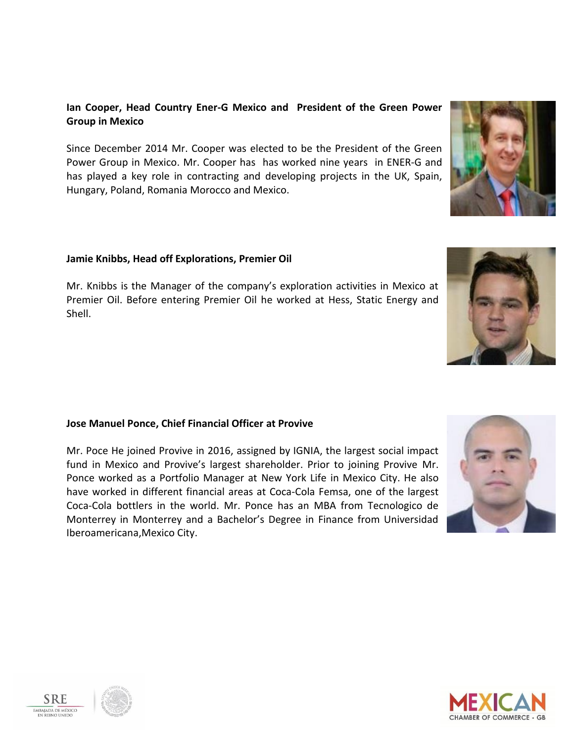**Ian Cooper, Head Country Ener-G Mexico and President of the Green Power Group in Mexico**

Since December 2014 Mr. Cooper was elected to be the President of the Green Power Group in Mexico. Mr. Cooper has has worked nine years in ENER-G and has played a key role in contracting and developing projects in the UK, Spain, Hungary, Poland, Romania Morocco and Mexico.

**Jamie Knibbs, Head off Explorations, Premier Oil**

Mr. Knibbs is the Manager of the company's exploration activities in Mexico at Premier Oil. Before entering Premier Oil he worked at Hess, Static Energy and Shell.

**Jose Manuel Ponce, Chief Financial Officer at Provive**

Mr. Poce He joined Provive in 2016, assigned by IGNIA, the largest social impact fund in Mexico and Provive's largest shareholder. Prior to joining Provive Mr. Ponce worked as a Portfolio Manager at New York Life in Mexico City. He also have worked in different financial areas at Coca-Cola Femsa, one of the largest Coca-Cola bottlers in the world. Mr. Ponce has an MBA from Tecnologico de Monterrey in Monterrey and a Bachelor's Degree in Finance from Universidad Iberoamericana,Mexico City.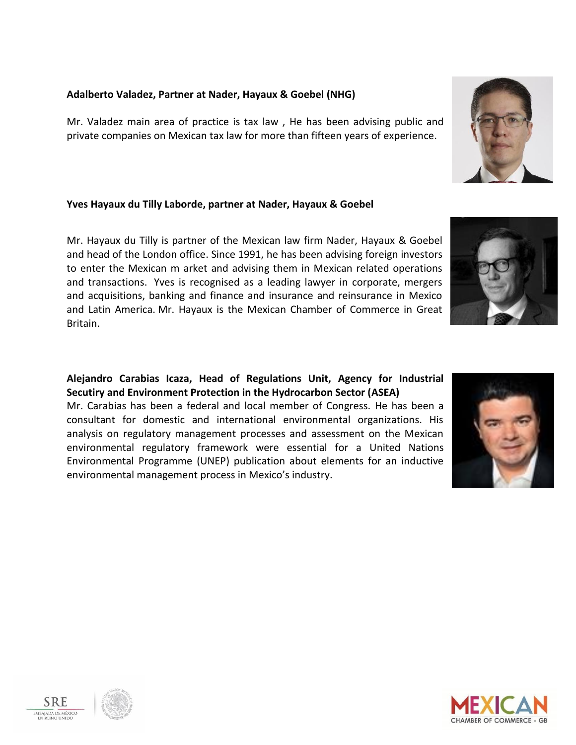**Adalberto Valadez, Partner at Nader, Hayaux & Goebel (NHG)**

Mr. Valadez main area of practice is tax law , He has been advising public and private companies on Mexican tax law for more than fifteen years of experience.

**Yves Hayaux du Tilly Laborde, partner at Nader, Hayaux & Goebel**

Mr. Hayaux du Tilly is partner of the Mexican law firm Nader, Hayaux & Goebel and head of the London office. Since 1991, he has been advising foreign investors to enter the Mexican m arket and advising them in Mexican related operations and transactions. Yves is recognised as a leading lawyer in corporate, mergers and acquisitions, banking and finance and insurance and reinsurance in Mexico and Latin America. Mr. Hayaux is the Mexican Chamber of Commerce in Great Britain.

**Alejandro Carabias Icaza, Head of Regulations Unit, Agency for Industrial Secutiry and Environment Protection in the Hydrocarbon Sector (ASEA)**

Mr. Carabias has been a federal and local member of Congress. He has been a consultant for domestic and international environmental organizations. His analysis on regulatory management processes and assessment on the Mexican environmental regulatory framework were essential for a United Nations Environmental Programme (UNEP) publication about elements for an inductive environmental management process in Mexico's industry.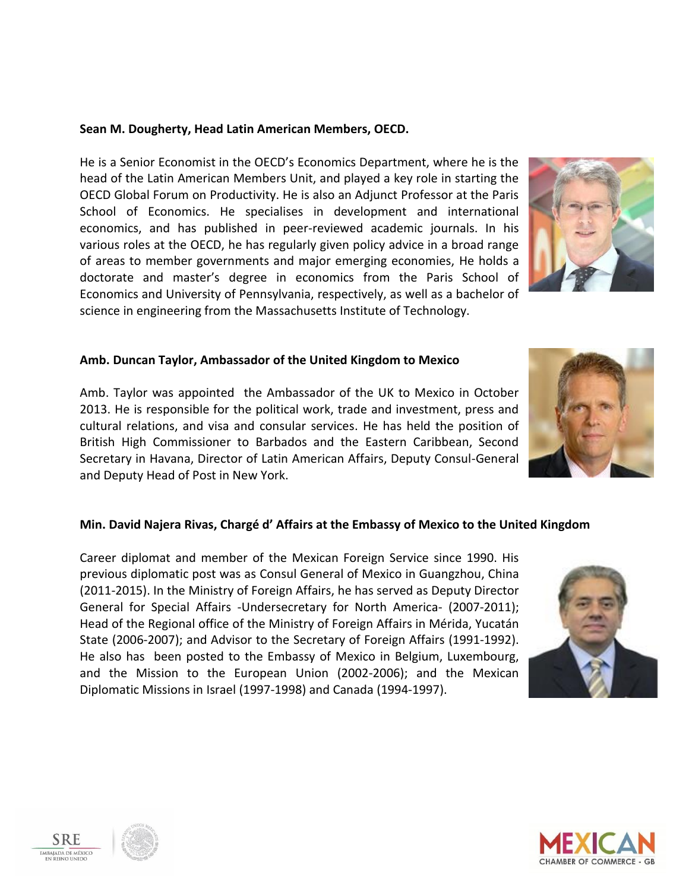**Sean M. Dougherty, Head Latin American Members, OECD.**

He is a Senior Economist in the OECD's Economics Department, where he is the head of the Latin American Members Unit, and played a key role in starting the OECD Global Forum on Productivity. He is also an Adjunct Professor at the Paris School of Economics. He specialises in development and international economics, and has published in peer-reviewed academic journals. In his various roles at the OECD, he has regularly given policy advice in a broad range of areas to member governments and major emerging economies, He holds a doctorate and master's degree in economics from the Paris School of Economics and University of Pennsylvania, respectively, as well as a bachelor of science in engineering from the Massachusetts Institute of Technology.

**Amb. Duncan Taylor, Ambassador of the United Kingdom to Mexico**

Amb. Taylor was appointed the Ambassador of the UK to Mexico in October 2013. He is responsible for the political work, trade and investment, press and cultural relations, and visa and consular services. He has held the position of British High Commissioner to Barbados and the Eastern Caribbean, Second Secretary in Havana, Director of Latin American Affairs, Deputy Consul-General and Deputy Head of Post in New York.

**Min. David Najera Rivas, Chargé d' Affairs at the Embassy of Mexico to the United Kingdom**

Career diplomat and member of the Mexican Foreign Service since 1990. His previous diplomatic post was as Consul General of Mexico in Guangzhou, China (2011-2015). In the Ministry of Foreign Affairs, he has served as Deputy Director General for Special Affairs -Undersecretary for North America- (2007-2011); Head of the Regional office of the Ministry of Foreign Affairs in Mérida, Yucatán State (2006-2007); and Advisor to the Secretary of Foreign Affairs (1991-1992). He also has been posted to the Embassy of Mexico in Belgium, Luxembourg, and the Mission to the European Union (2002-2006); and the Mexican Diplomatic Missions in Israel (1997-1998) and Canada (1994-1997).